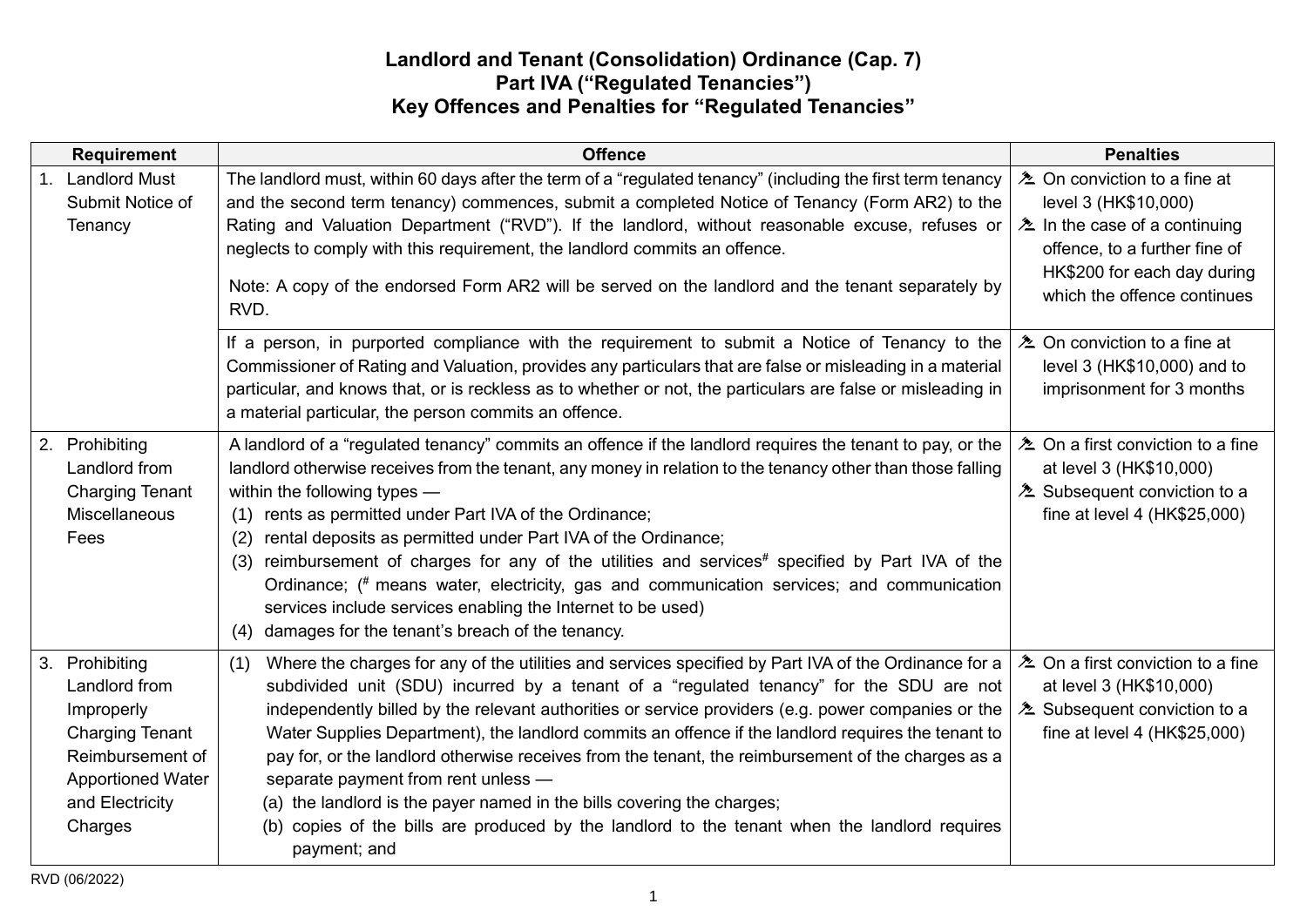# Landlord and Tenant (Consolidation) Ordinance (Cap. 7)
## Part IVA ("Regulated Tenancies")
## Key Offences and Penalties for "Regulated Tenancies"

| Requirement | Offence | Penalties |
|---|---|---|
| 1. Landlord Must Submit Notice of Tenancy | The landlord must, within 60 days after the term of a "regulated tenancy" (including the first term tenancy and the second term tenancy) commences, submit a completed Notice of Tenancy (Form AR2) to the Rating and Valuation Department ("RVD"). If the landlord, without reasonable excuse, refuses or neglects to comply with this requirement, the landlord commits an offence.<br><br>Note: A copy of the endorsed Form AR2 will be served on the landlord and the tenant separately by RVD. | ⚖ On conviction to a fine at level 3 (HK$10,000)<br>⚖ In the case of a continuing offence, to a further fine of HK$200 for each day during which the offence continues |
| | If a person, in purported compliance with the requirement to submit a Notice of Tenancy to the Commissioner of Rating and Valuation, provides any particulars that are false or misleading in a material particular, and knows that, or is reckless as to whether or not, the particulars are false or misleading in a material particular, the person commits an offence. | ⚖ On conviction to a fine at level 3 (HK$10,000) and to imprisonment for 3 months |
| 2. Prohibiting Landlord from Charging Tenant Miscellaneous Fees | A landlord of a "regulated tenancy" commits an offence if the landlord requires the tenant to pay, or the landlord otherwise receives from the tenant, any money in relation to the tenancy other than those falling within the following types —<br>(1) rents as permitted under Part IVA of the Ordinance;<br>(2) rental deposits as permitted under Part IVA of the Ordinance;<br>(3) reimbursement of charges for any of the utilities and services# specified by Part IVA of the Ordinance; (# means water, electricity, gas and communication services; and communication services include services enabling the Internet to be used)<br>(4) damages for the tenant's breach of the tenancy. | ⚖ On a first conviction to a fine at level 3 (HK$10,000)<br>⚖ Subsequent conviction to a fine at level 4 (HK$25,000) |
| 3. Prohibiting Landlord from Improperly Charging Tenant Reimbursement of Apportioned Water and Electricity Charges | (1) Where the charges for any of the utilities and services specified by Part IVA of the Ordinance for a subdivided unit (SDU) incurred by a tenant of a "regulated tenancy" for the SDU are not independently billed by the relevant authorities or service providers (e.g. power companies or the Water Supplies Department), the landlord commits an offence if the landlord requires the tenant to pay for, or the landlord otherwise receives from the tenant, the reimbursement of the charges as a separate payment from rent unless —<br>(a) the landlord is the payer named in the bills covering the charges;<br>(b) copies of the bills are produced by the landlord to the tenant when the landlord requires payment; and | ⚖ On a first conviction to a fine at level 3 (HK$10,000)<br>⚖ Subsequent conviction to a fine at level 4 (HK$25,000) |

RVD (06/2022)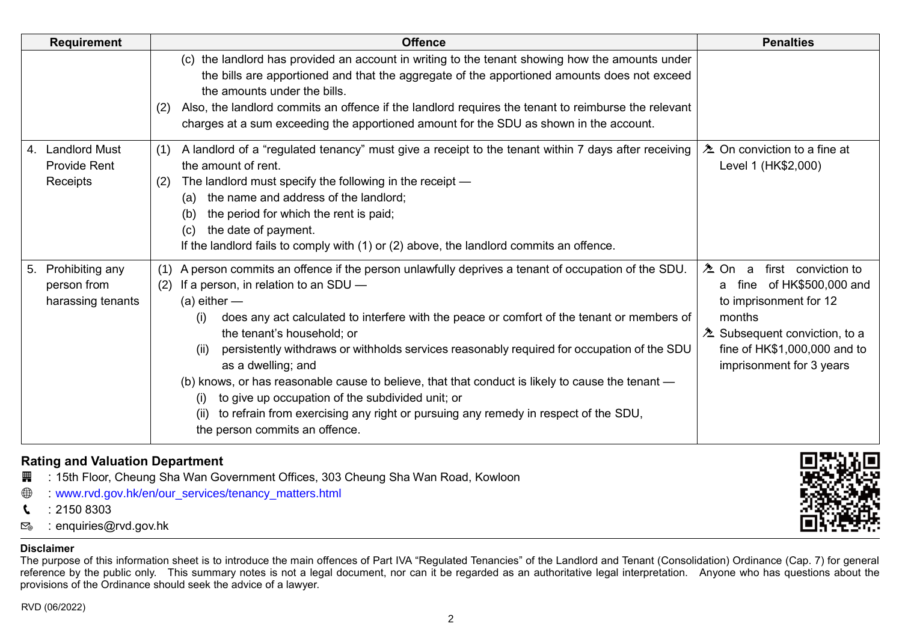| Requirement | Offence | Penalties |
|---|---|---|
| | (c) the landlord has provided an account in writing to the tenant showing how the amounts under the bills are apportioned and that the aggregate of the apportioned amounts does not exceed the amounts under the bills.<br>(2) Also, the landlord commits an offence if the landlord requires the tenant to reimburse the relevant charges at a sum exceeding the apportioned amount for the SDU as shown in the account. | |
| 4. Landlord Must Provide Rent Receipts | (1) A landlord of a "regulated tenancy" must give a receipt to the tenant within 7 days after receiving the amount of rent.<br>(2) The landlord must specify the following in the receipt —<br>(a) the name and address of the landlord;<br>(b) the period for which the rent is paid;<br>(c) the date of payment.<br>If the landlord fails to comply with (1) or (2) above, the landlord commits an offence. | On conviction to a fine at Level 1 (HK$2,000) |
| 5. Prohibiting any person from harassing tenants | (1) A person commits an offence if the person unlawfully deprives a tenant of occupation of the SDU.<br>(2) If a person, in relation to an SDU —<br>(a) either —<br>(i) does any act calculated to interfere with the peace or comfort of the tenant or members of the tenant's household; or<br>(ii) persistently withdraws or withholds services reasonably required for occupation of the SDU as a dwelling; and<br>(b) knows, or has reasonable cause to believe, that that conduct is likely to cause the tenant —<br>(i) to give up occupation of the subdivided unit; or<br>(ii) to refrain from exercising any right or pursuing any remedy in respect of the SDU,<br>the person commits an offence. | On a first conviction to a fine of HK$500,000 and to imprisonment for 12 months<br>Subsequent conviction, to a fine of HK$1,000,000 and to imprisonment for 3 years |

**Rating and Valuation Department**

: 15th Floor, Cheung Sha Wan Government Offices, 303 Cheung Sha Wan Road, Kowloon

: www.rvd.gov.hk/en/our_services/tenancy_matters.html

: 2150 8303

: enquiries@rvd.gov.hk

**Disclaimer**

The purpose of this information sheet is to introduce the main offences of Part IVA "Regulated Tenancies" of the Landlord and Tenant (Consolidation) Ordinance (Cap. 7) for general reference by the public only. This summary notes is not a legal document, nor can it be regarded as an authoritative legal interpretation. Anyone who has questions about the provisions of the Ordinance should seek the advice of a lawyer.

RVD (06/2022)